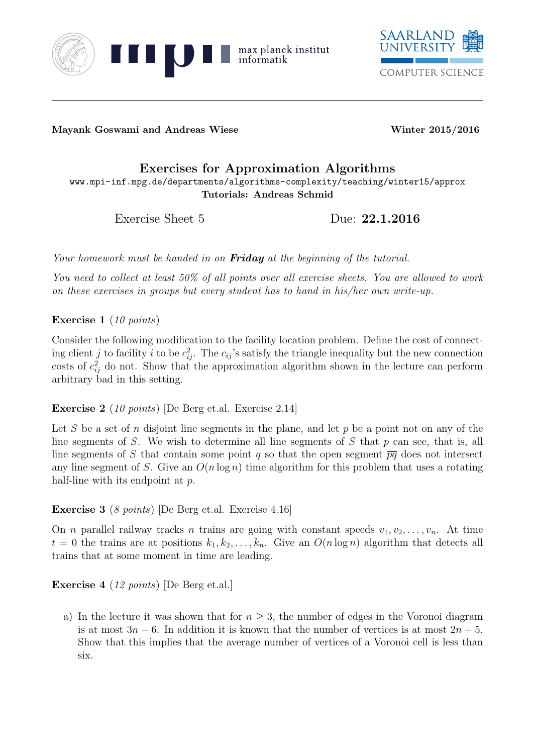**Mayank Goswami and Andreas Wiese** **Winter 2015/2016**

# Exercises for Approximation Algorithms

www.mpi-inf.mpg.de/departments/algorithms-complexity/teaching/winter15/approx

**Tutorials: Andreas Schmid**

Exercise Sheet 5 Due: **22.1.2016**

*Your homework must be handed in on **Friday** at the beginning of the tutorial.*

*You need to collect at least 50% of all points over all exercise sheets. You are allowed to work on these exercises in groups but every student has to hand in his/her own write-up.*

**Exercise 1** (*10 points*)

Consider the following modification to the facility location problem. Define the cost of connecting client $j$ to facility $i$ to be $c_{ij}^2$. The $c_{ij}$'s satisfy the triangle inequality but the new connection costs of $c_{ij}^2$ do not. Show that the approximation algorithm shown in the lecture can perform arbitrary bad in this setting.

**Exercise 2** (*10 points*) [De Berg et.al. Exercise 2.14]

Let $S$ be a set of $n$ disjoint line segments in the plane, and let $p$ be a point not on any of the line segments of $S$. We wish to determine all line segments of $S$ that $p$ can see, that is, all line segments of $S$ that contain some point $q$ so that the open segment $\overline{pq}$ does not intersect any line segment of $S$. Give an $O(n \log n)$ time algorithm for this problem that uses a rotating half-line with its endpoint at $p$.

**Exercise 3** (*8 points*) [De Berg et.al. Exercise 4.16]

On $n$ parallel railway tracks $n$ trains are going with constant speeds $v_1, v_2, \ldots, v_n$. At time $t = 0$ the trains are at positions $k_1, k_2, \ldots, k_n$. Give an $O(n \log n)$ algorithm that detects all trains that at some moment in time are leading.

**Exercise 4** (*12 points*) [De Berg et.al.]

a) In the lecture it was shown that for $n \geq 3$, the number of edges in the Voronoi diagram is at most $3n - 6$. In addition it is known that the number of vertices is at most $2n - 5$. Show that this implies that the average number of vertices of a Voronoi cell is less than six.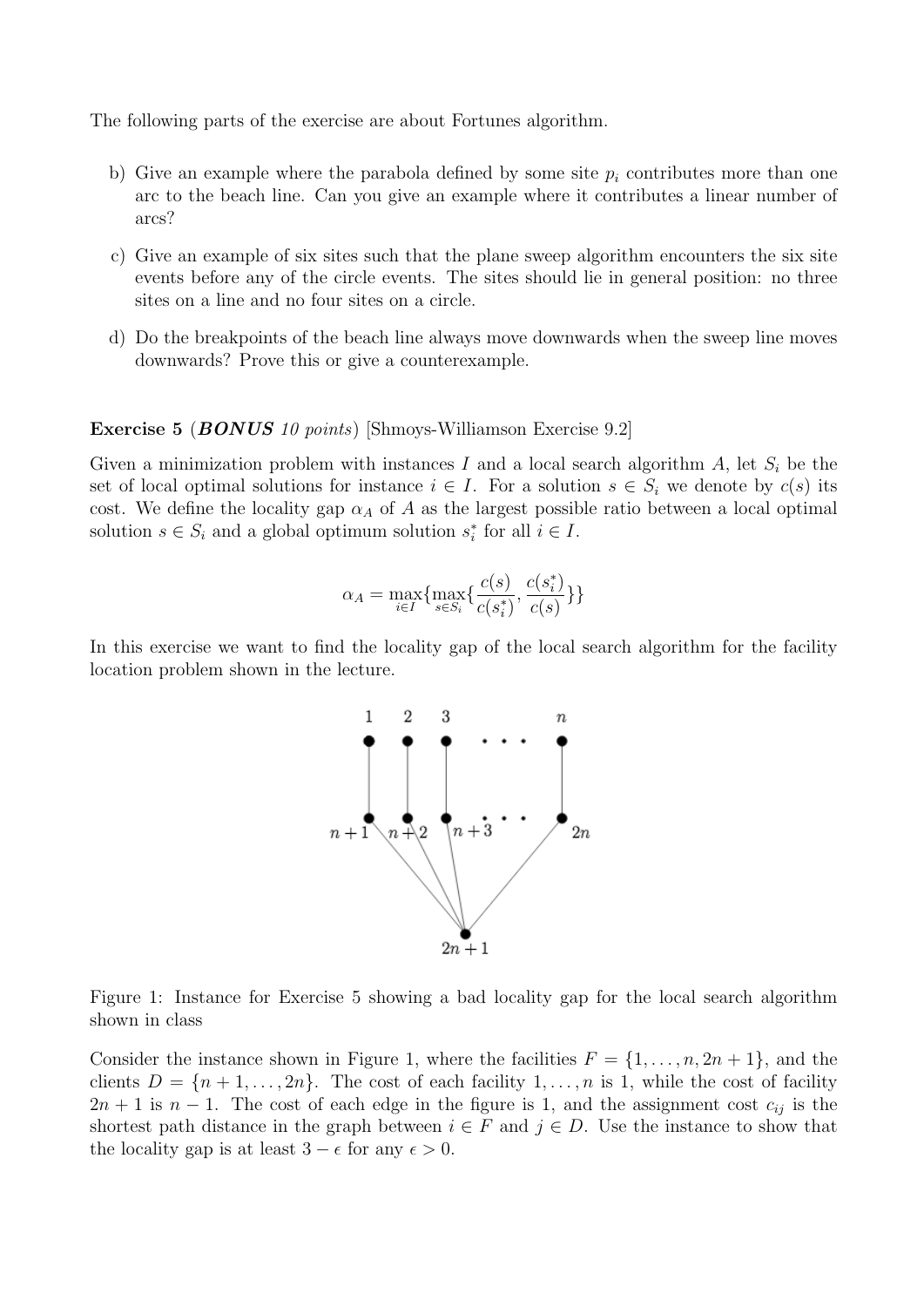The following parts of the exercise are about Fortunes algorithm.

b) Give an example where the parabola defined by some site $p_i$ contributes more than one arc to the beach line. Can you give an example where it contributes a linear number of arcs?

c) Give an example of six sites such that the plane sweep algorithm encounters the six site events before any of the circle events. The sites should lie in general position: no three sites on a line and no four sites on a circle.

d) Do the breakpoints of the beach line always move downwards when the sweep line moves downwards? Prove this or give a counterexample.

**Exercise 5** (***BONUS*** *10 points*) [Shmoys-Williamson Exercise 9.2]

Given a minimization problem with instances $I$ and a local search algorithm $A$, let $S_i$ be the set of local optimal solutions for instance $i \in I$. For a solution $s \in S_i$ we denote by $c(s)$ its cost. We define the locality gap $\alpha_A$ of $A$ as the largest possible ratio between a local optimal solution $s \in S_i$ and a global optimum solution $s_i^*$ for all $i \in I$.

$$\alpha_A = \max_{i \in I} \{ \max_{s \in S_i} \{ \frac{c(s)}{c(s_i^*)}, \frac{c(s_i^*)}{c(s)} \} \}$$

In this exercise we want to find the locality gap of the local search algorithm for the facility location problem shown in the lecture.

1 2 3 $n$

$n+1$ $n+2$ $n+3$ $2n$

$2n+1$

Figure 1: Instance for Exercise 5 showing a bad locality gap for the local search algorithm shown in class

Consider the instance shown in Figure 1, where the facilities $F = \{1, \ldots, n, 2n+1\}$, and the clients $D = \{n+1, \ldots, 2n\}$. The cost of each facility $1, \ldots, n$ is 1, while the cost of facility $2n+1$ is $n-1$. The cost of each edge in the figure is 1, and the assignment cost $c_{ij}$ is the shortest path distance in the graph between $i \in F$ and $j \in D$. Use the instance to show that the locality gap is at least $3 - \epsilon$ for any $\epsilon > 0$.